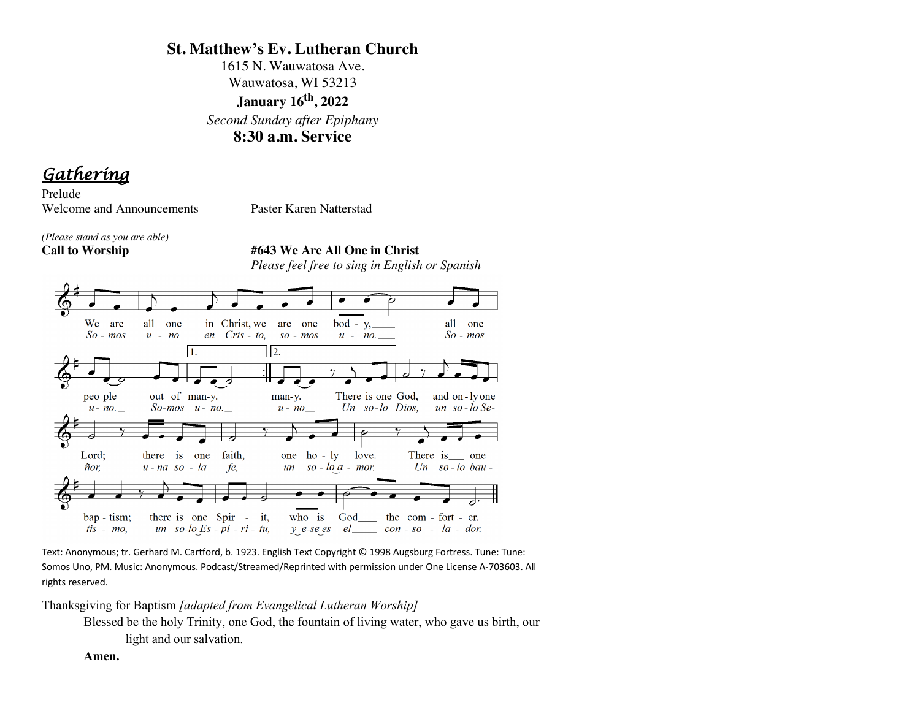**St. Matthew's Ev. Lutheran Church**
1615 N. Wauwatosa Ave.
Wauwatosa, WI 53213
**January 16th, 2022**
*Second Sunday after Epiphany*
**8:30 a.m. Service**

## *Gathering*

Prelude

Welcome and Announcements Paster Karen Natterstad

*(Please stand as you are able)*

**Call to Worship** **#643 We Are All One in Christ**
*Please feel free to sing in English or Spanish*

We are all one in Christ, we are one body, all one people out of many. many. There is one God, and only one Lord; there is one faith, one holy love. There is one baptism; there is one Spirit, who is God the comforter.

*Somos uno en Cristo, somos uno. Somos uno. Somos uno. uno. Un solo Dios, un solo Señor, una sola fe, un solo amor. Un solo bautismo, un solo Espíritu, y ése es el consolador.*

Text: Anonymous; tr. Gerhard M. Cartford, b. 1923. English Text Copyright © 1998 Augsburg Fortress. Tune: Tune: Somos Uno, PM. Music: Anonymous. Podcast/Streamed/Reprinted with permission under One License A-703603. All rights reserved.

Thanksgiving for Baptism *[adapted from Evangelical Lutheran Worship]*

Blessed be the holy Trinity, one God, the fountain of living water, who gave us birth, our light and our salvation.

**Amen.**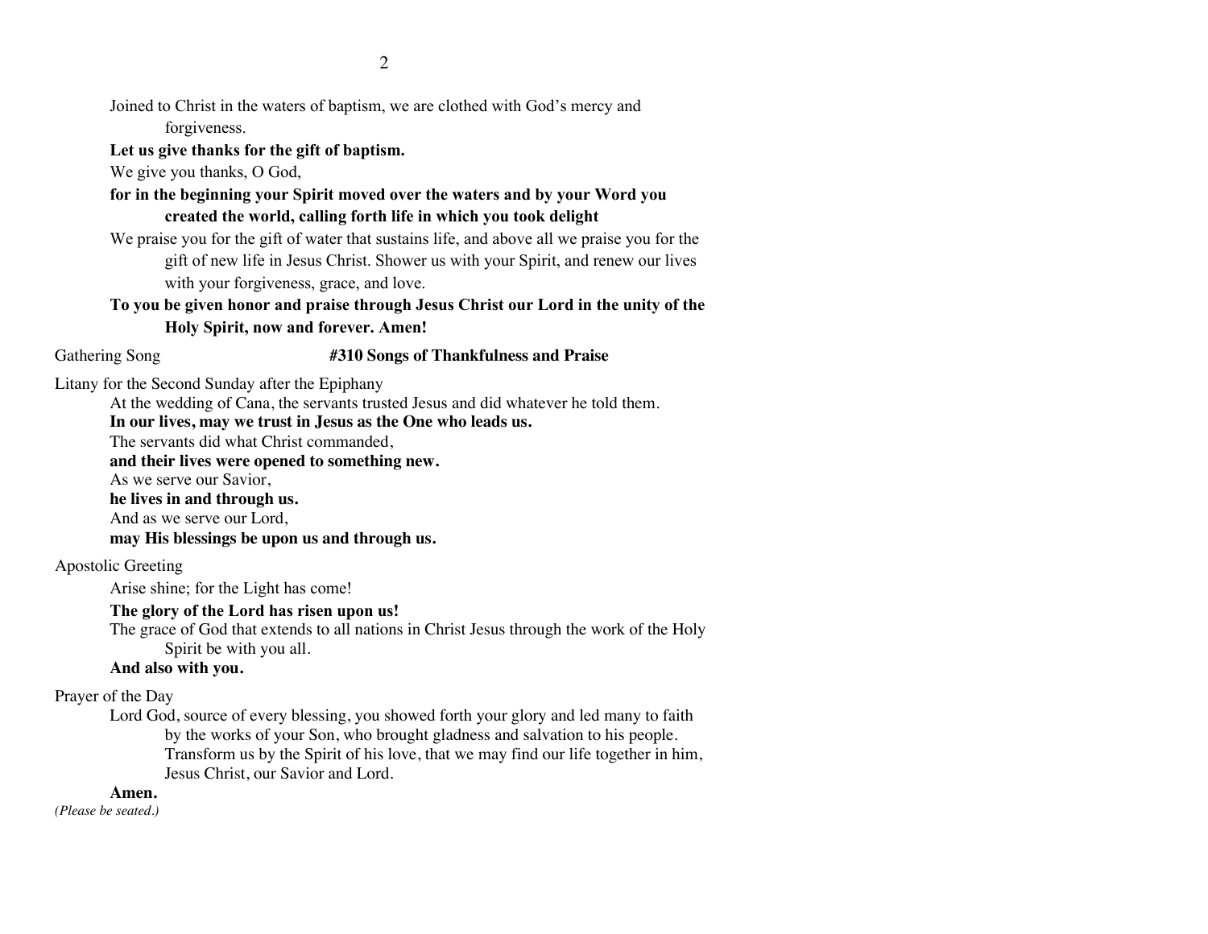Joined to Christ in the waters of baptism, we are clothed with God's mercy and forgiveness.

**Let us give thanks for the gift of baptism.**

We give you thanks, O God,

**for in the beginning your Spirit moved over the waters and by your Word you created the world, calling forth life in which you took delight**

We praise you for the gift of water that sustains life, and above all we praise you for the gift of new life in Jesus Christ. Shower us with your Spirit, and renew our lives with your forgiveness, grace, and love.

**To you be given honor and praise through Jesus Christ our Lord in the unity of the Holy Spirit, now and forever. Amen!**

Gathering Song **#310 Songs of Thankfulness and Praise**

Litany for the Second Sunday after the Epiphany

At the wedding of Cana, the servants trusted Jesus and did whatever he told them.

**In our lives, may we trust in Jesus as the One who leads us.**

The servants did what Christ commanded,

**and their lives were opened to something new.**

As we serve our Savior,

**he lives in and through us.**

And as we serve our Lord,

**may His blessings be upon us and through us.**

Apostolic Greeting

Arise shine; for the Light has come!

**The glory of the Lord has risen upon us!**

The grace of God that extends to all nations in Christ Jesus through the work of the Holy Spirit be with you all.

**And also with you.**

Prayer of the Day

Lord God, source of every blessing, you showed forth your glory and led many to faith by the works of your Son, who brought gladness and salvation to his people. Transform us by the Spirit of his love, that we may find our life together in him, Jesus Christ, our Savior and Lord.

**Amen.**

*(Please be seated.)*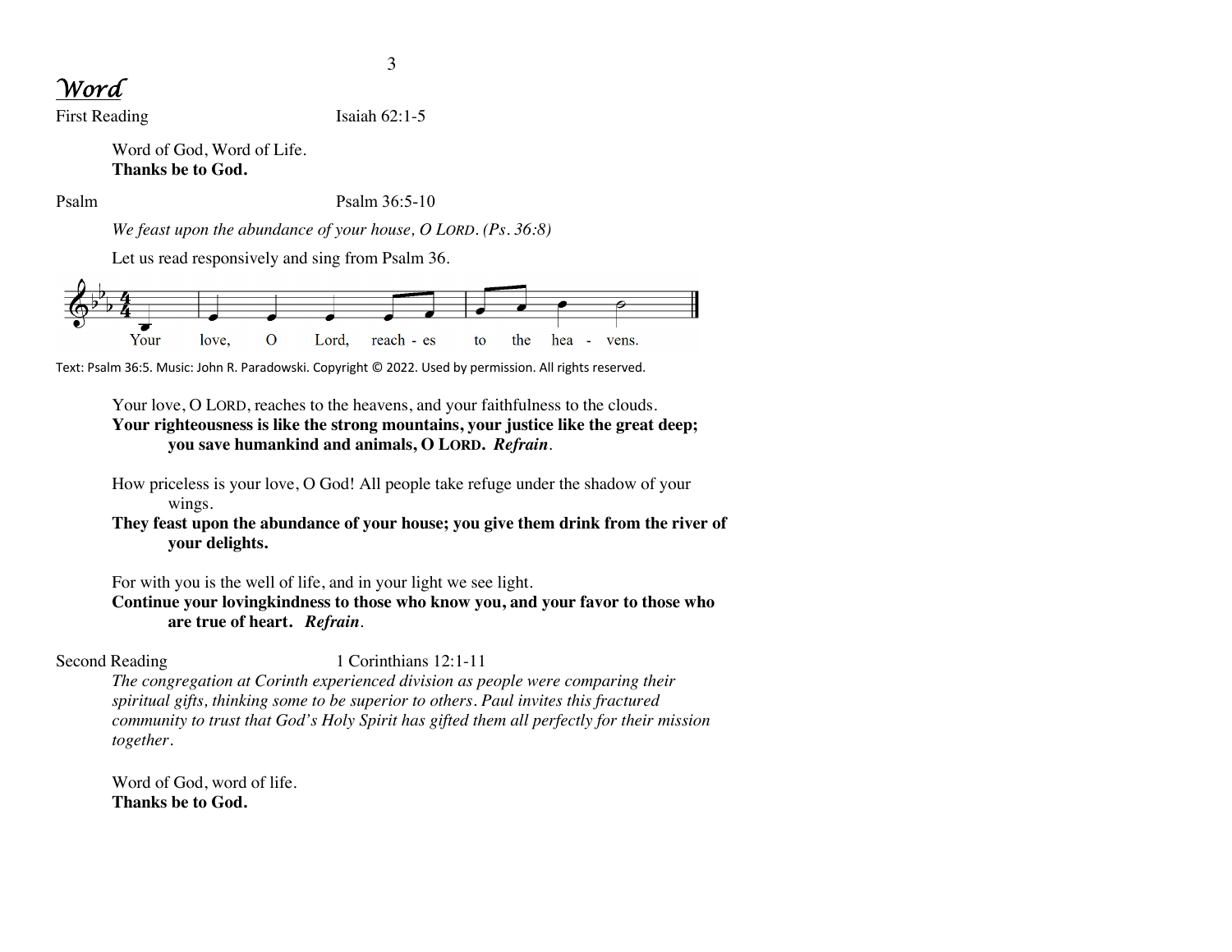## *Word*

First Reading Isaiah 62:1-5

Word of God, Word of Life.
**Thanks be to God.**

Psalm Psalm 36:5-10

*We feast upon the abundance of your house, O LORD. (Ps. 36:8)*

Let us read responsively and sing from Psalm 36.

Your love, O Lord, reach - es to the hea - vens.

Text: Psalm 36:5. Music: John R. Paradowski. Copyright © 2022. Used by permission. All rights reserved.

Your love, O LORD, reaches to the heavens, and your faithfulness to the clouds.
**Your righteousness is like the strong mountains, your justice like the great deep; you save humankind and animals, O LORD.** ***Refrain*.**

How priceless is your love, O God! All people take refuge under the shadow of your wings.
**They feast upon the abundance of your house; you give them drink from the river of your delights.**

For with you is the well of life, and in your light we see light.
**Continue your lovingkindness to those who know you, and your favor to those who are true of heart.** ***Refrain*.**

Second Reading 1 Corinthians 12:1-11

*The congregation at Corinth experienced division as people were comparing their spiritual gifts, thinking some to be superior to others. Paul invites this fractured community to trust that God's Holy Spirit has gifted them all perfectly for their mission together.*

Word of God, word of life.
**Thanks be to God.**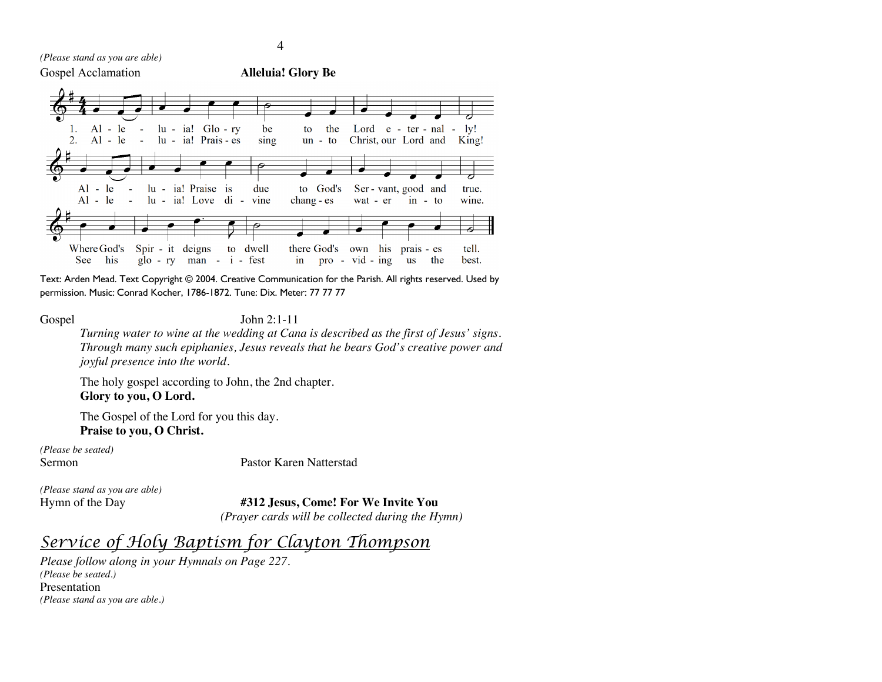*(Please stand as you are able)*

Gospel Acclamation **Alleluia! Glory Be**

1. Alleluia! Glory be to the Lord eternally! Alleluia! Praise is due to God's Servant, good and true. Where God's Spirit deigns to dwell there God's own his praises tell.
2. Alleluia! Praises sing unto Christ, our Lord and King! Alleluia! Love divine changes water into wine. See his glory manifest in providing us the best.

Text: Arden Mead. Text Copyright © 2004. Creative Communication for the Parish. All rights reserved. Used by permission. Music: Conrad Kocher, 1786-1872. Tune: Dix. Meter: 77 77 77

Gospel John 2:1-11

*Turning water to wine at the wedding at Cana is described as the first of Jesus' signs. Through many such epiphanies, Jesus reveals that he bears God's creative power and joyful presence into the world.*

The holy gospel according to John, the 2nd chapter.
**Glory to you, O Lord.**

The Gospel of the Lord for you this day.
**Praise to you, O Christ.**

*(Please be seated)*
Sermon Pastor Karen Natterstad

*(Please stand as you are able)*
Hymn of the Day **#312 Jesus, Come! For We Invite You**
*(Prayer cards will be collected during the Hymn)*

## Service of Holy Baptism for Clayton Thompson

*Please follow along in your Hymnals on Page 227.*
*(Please be seated.)*
Presentation
*(Please stand as you are able.)*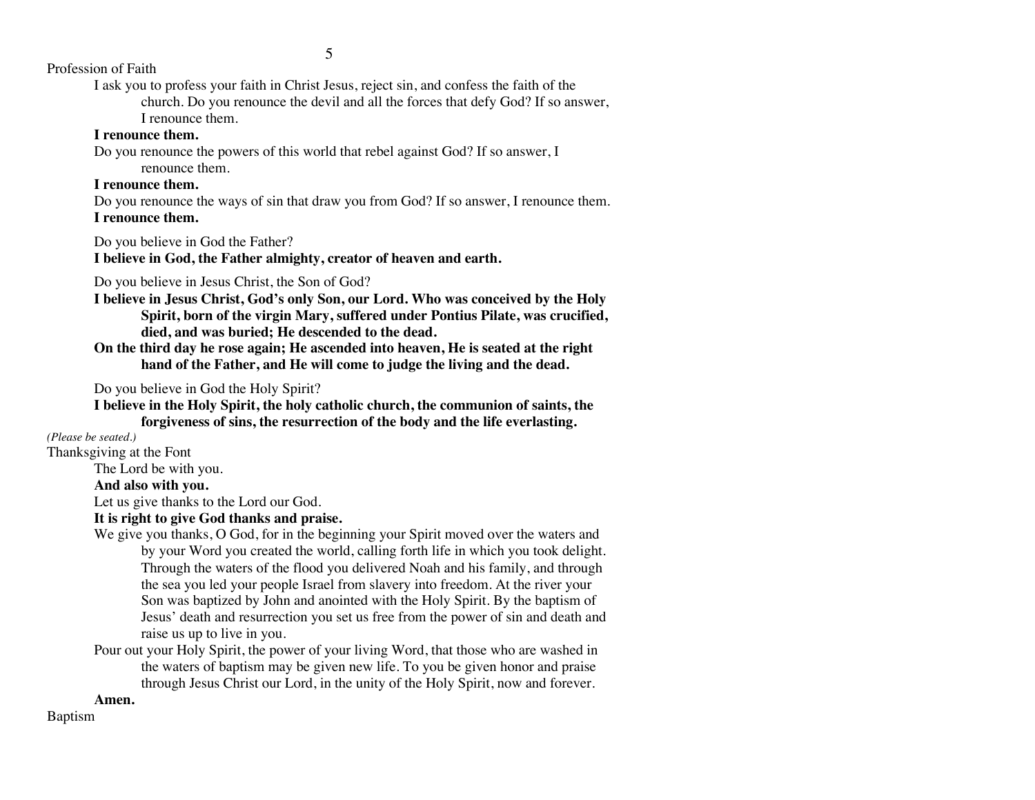Profession of Faith

I ask you to profess your faith in Christ Jesus, reject sin, and confess the faith of the church. Do you renounce the devil and all the forces that defy God? If so answer, I renounce them.

**I renounce them.**

Do you renounce the powers of this world that rebel against God? If so answer, I renounce them.

**I renounce them.**

Do you renounce the ways of sin that draw you from God? If so answer, I renounce them.

**I renounce them.**

Do you believe in God the Father?

**I believe in God, the Father almighty, creator of heaven and earth.**

Do you believe in Jesus Christ, the Son of God?

**I believe in Jesus Christ, God's only Son, our Lord. Who was conceived by the Holy Spirit, born of the virgin Mary, suffered under Pontius Pilate, was crucified, died, and was buried; He descended to the dead.**

**On the third day he rose again; He ascended into heaven, He is seated at the right hand of the Father, and He will come to judge the living and the dead.**

Do you believe in God the Holy Spirit?

**I believe in the Holy Spirit, the holy catholic church, the communion of saints, the forgiveness of sins, the resurrection of the body and the life everlasting.**

*(Please be seated.)*

Thanksgiving at the Font

The Lord be with you.

**And also with you.**

Let us give thanks to the Lord our God.

**It is right to give God thanks and praise.**

We give you thanks, O God, for in the beginning your Spirit moved over the waters and by your Word you created the world, calling forth life in which you took delight. Through the waters of the flood you delivered Noah and his family, and through the sea you led your people Israel from slavery into freedom. At the river your Son was baptized by John and anointed with the Holy Spirit. By the baptism of Jesus' death and resurrection you set us free from the power of sin and death and raise us up to live in you.

Pour out your Holy Spirit, the power of your living Word, that those who are washed in the waters of baptism may be given new life. To you be given honor and praise through Jesus Christ our Lord, in the unity of the Holy Spirit, now and forever.

**Amen.**

Baptism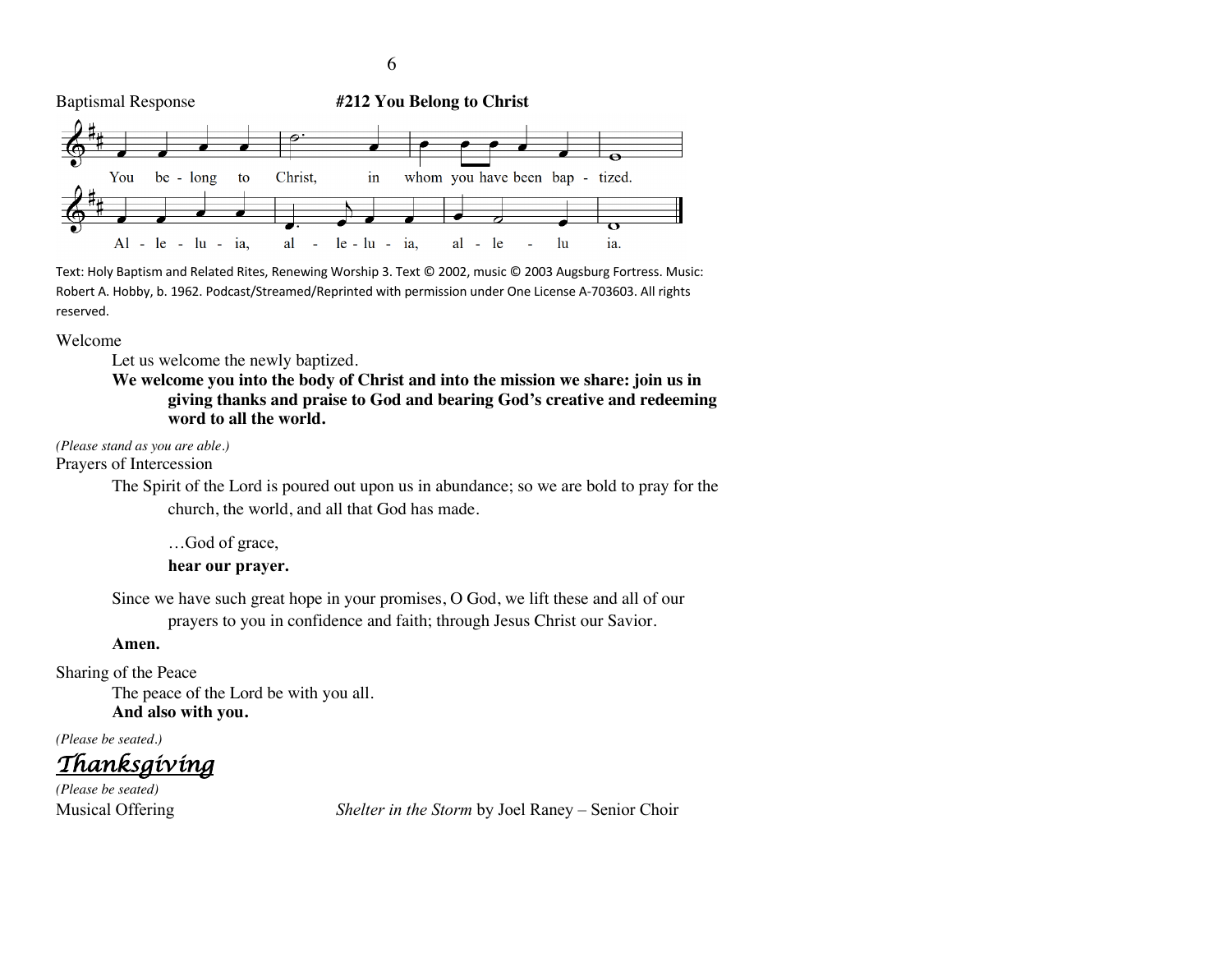Baptismal Response **#212 You Belong to Christ**

You be - long to Christ, in whom you have been bap - tized.

Al - le - lu - ia, al - le - lu - ia, al - le - lu ia.

Text: Holy Baptism and Related Rites, Renewing Worship 3. Text © 2002, music © 2003 Augsburg Fortress. Music: Robert A. Hobby, b. 1962. Podcast/Streamed/Reprinted with permission under One License A-703603. All rights reserved.

Welcome

Let us welcome the newly baptized.

**We welcome you into the body of Christ and into the mission we share: join us in giving thanks and praise to God and bearing God's creative and redeeming word to all the world.**

*(Please stand as you are able.)*

Prayers of Intercession

The Spirit of the Lord is poured out upon us in abundance; so we are bold to pray for the church, the world, and all that God has made.

…God of grace,

**hear our prayer.**

Since we have such great hope in your promises, O God, we lift these and all of our prayers to you in confidence and faith; through Jesus Christ our Savior.

**Amen.**

Sharing of the Peace

The peace of the Lord be with you all.

**And also with you.**

*(Please be seated.)*

## *Thanksgiving*

*(Please be seated)*

Musical Offering *Shelter in the Storm* by Joel Raney – Senior Choir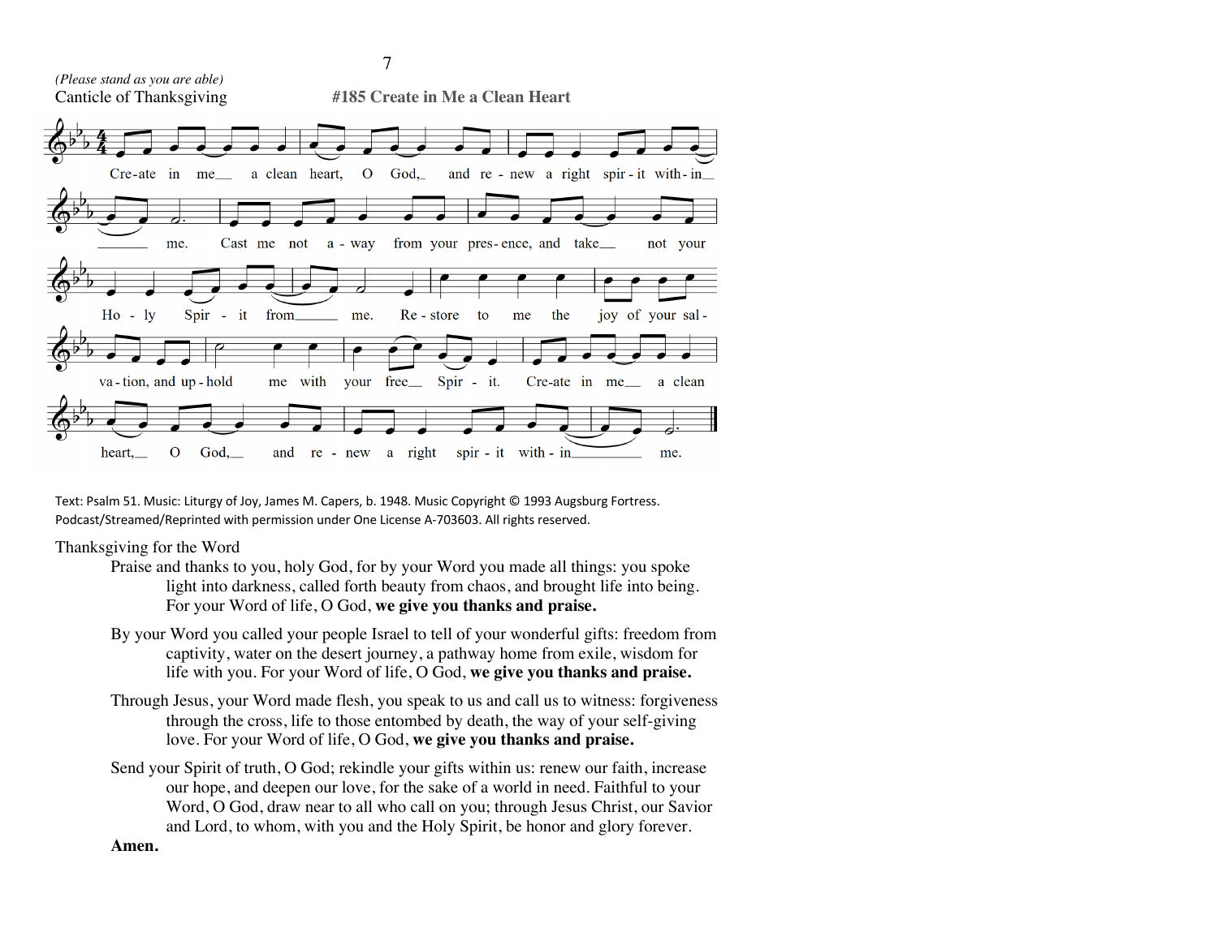*(Please stand as you are able)*

Canticle of Thanksgiving **#185 Create in Me a Clean Heart**

Text: Psalm 51. Music: Liturgy of Joy, James M. Capers, b. 1948. Music Copyright © 1993 Augsburg Fortress. Podcast/Streamed/Reprinted with permission under One License A-703603. All rights reserved.

Thanksgiving for the Word

Praise and thanks to you, holy God, for by your Word you made all things: you spoke light into darkness, called forth beauty from chaos, and brought life into being. For your Word of life, O God, **we give you thanks and praise.**

By your Word you called your people Israel to tell of your wonderful gifts: freedom from captivity, water on the desert journey, a pathway home from exile, wisdom for life with you. For your Word of life, O God, **we give you thanks and praise.**

Through Jesus, your Word made flesh, you speak to us and call us to witness: forgiveness through the cross, life to those entombed by death, the way of your self-giving love. For your Word of life, O God, **we give you thanks and praise.**

Send your Spirit of truth, O God; rekindle your gifts within us: renew our faith, increase our hope, and deepen our love, for the sake of a world in need. Faithful to your Word, O God, draw near to all who call on you; through Jesus Christ, our Savior and Lord, to whom, with you and the Holy Spirit, be honor and glory forever.

**Amen.**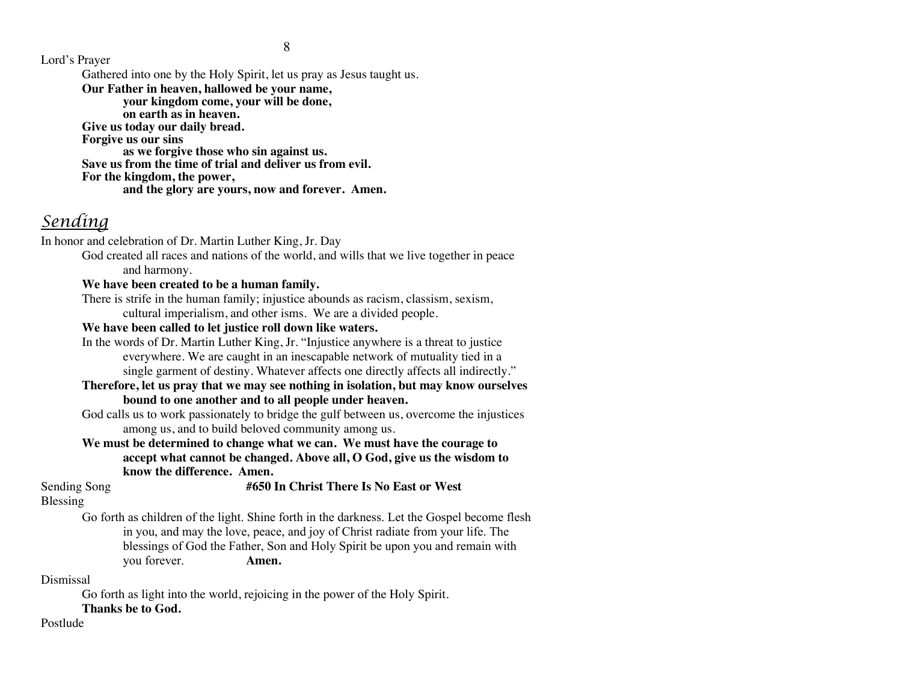Lord's Prayer

Gathered into one by the Holy Spirit, let us pray as Jesus taught us.

**Our Father in heaven, hallowed be your name,**
**your kingdom come, your will be done,**
**on earth as in heaven.**
**Give us today our daily bread.**
**Forgive us our sins**
**as we forgive those who sin against us.**
**Save us from the time of trial and deliver us from evil.**
**For the kingdom, the power,**
**and the glory are yours, now and forever. Amen.**

## *Sending*

In honor and celebration of Dr. Martin Luther King, Jr. Day

God created all races and nations of the world, and wills that we live together in peace and harmony.

**We have been created to be a human family.**

There is strife in the human family; injustice abounds as racism, classism, sexism, cultural imperialism, and other isms. We are a divided people.

**We have been called to let justice roll down like waters.**

In the words of Dr. Martin Luther King, Jr. "Injustice anywhere is a threat to justice everywhere. We are caught in an inescapable network of mutuality tied in a single garment of destiny. Whatever affects one directly affects all indirectly."

**Therefore, let us pray that we may see nothing in isolation, but may know ourselves bound to one another and to all people under heaven.**

God calls us to work passionately to bridge the gulf between us, overcome the injustices among us, and to build beloved community among us.

**We must be determined to change what we can. We must have the courage to accept what cannot be changed. Above all, O God, give us the wisdom to know the difference. Amen.**

Sending Song **#650 In Christ There Is No East or West**

Blessing

Go forth as children of the light. Shine forth in the darkness. Let the Gospel become flesh in you, and may the love, peace, and joy of Christ radiate from your life. The blessings of God the Father, Son and Holy Spirit be upon you and remain with you forever. **Amen.**

Dismissal

Go forth as light into the world, rejoicing in the power of the Holy Spirit.

**Thanks be to God.**

Postlude